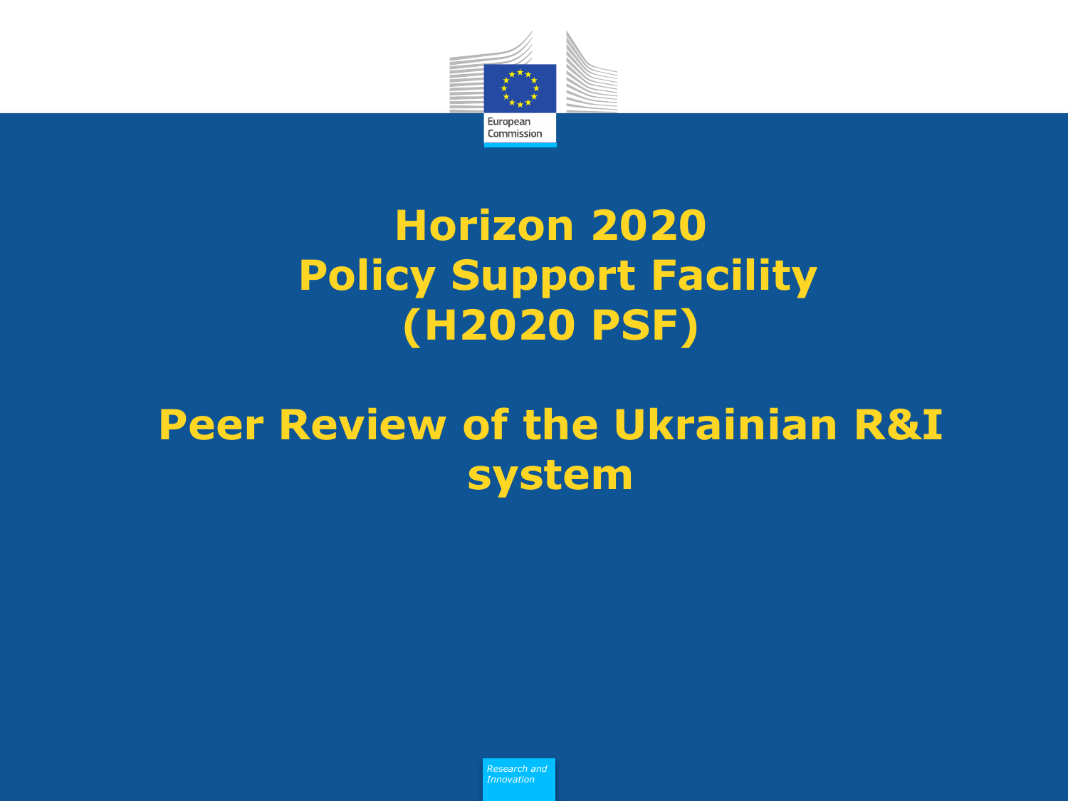# Horizon 2020 Policy Support Facility (H2020 PSF)

# Peer Review of the Ukrainian R&I system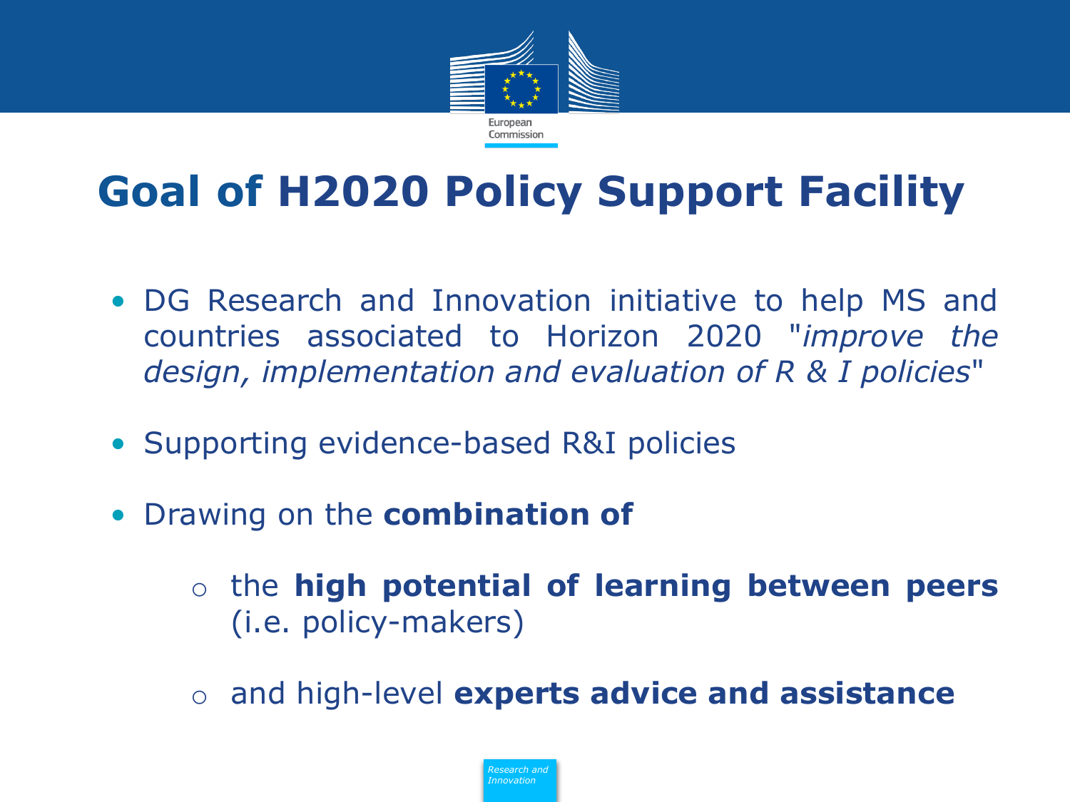# Goal of H2020 Policy Support Facility

- DG Research and Innovation initiative to help MS and countries associated to Horizon 2020 "*improve the design, implementation and evaluation of R & I policies*"

- Supporting evidence-based R&I policies

- Drawing on the **combination of**

  - the **high potential of learning between peers** (i.e. policy-makers)

  - and high-level **experts advice and assistance**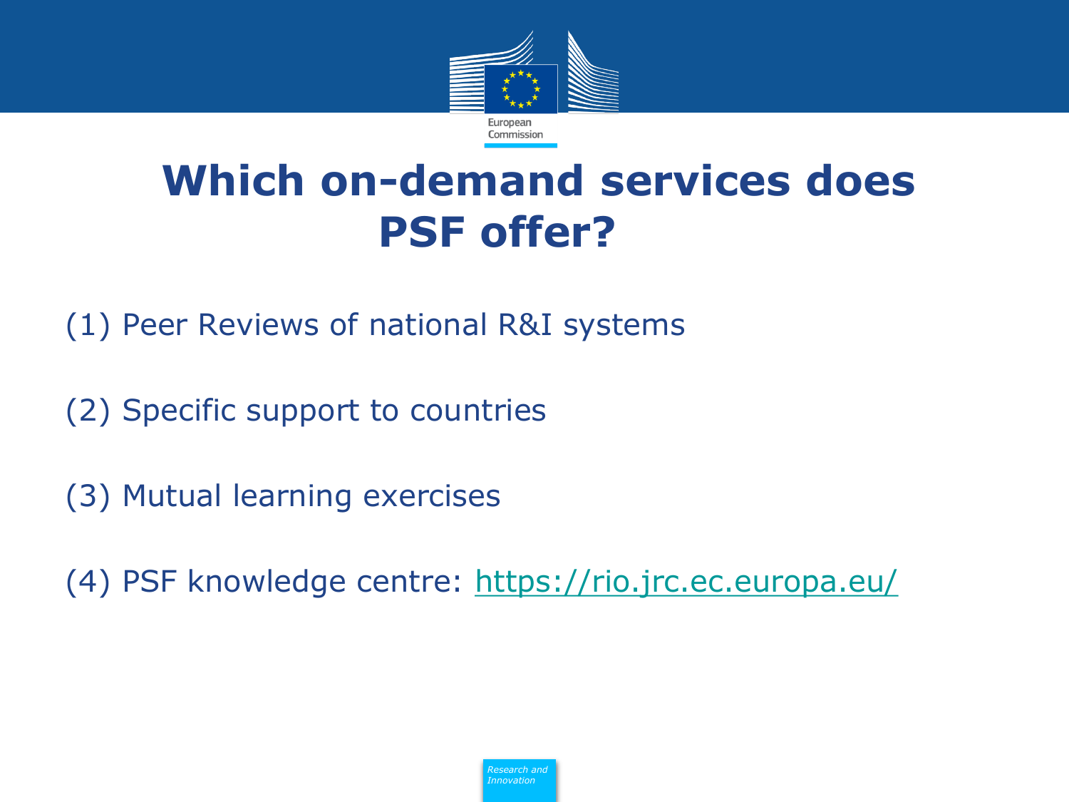# Which on-demand services does PSF offer?

(1) Peer Reviews of national R&I systems

(2) Specific support to countries

(3) Mutual learning exercises

(4) PSF knowledge centre: https://rio.jrc.ec.europa.eu/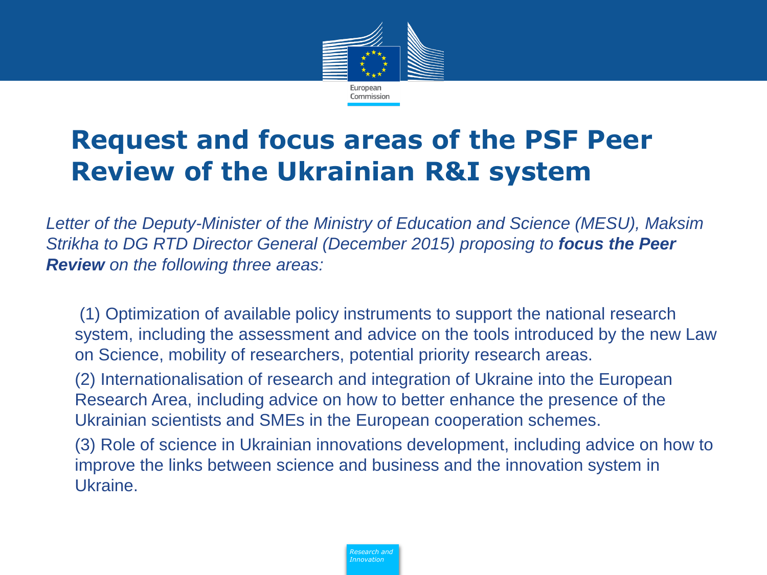# Request and focus areas of the PSF Peer Review of the Ukrainian R&I system

*Letter of the Deputy-Minister of the Ministry of Education and Science (MESU), Maksim Strikha to DG RTD Director General (December 2015) proposing to **focus the Peer Review** on the following three areas:*

(1) Optimization of available policy instruments to support the national research system, including the assessment and advice on the tools introduced by the new Law on Science, mobility of researchers, potential priority research areas.

(2) Internationalisation of research and integration of Ukraine into the European Research Area, including advice on how to better enhance the presence of the Ukrainian scientists and SMEs in the European cooperation schemes.

(3) Role of science in Ukrainian innovations development, including advice on how to improve the links between science and business and the innovation system in Ukraine.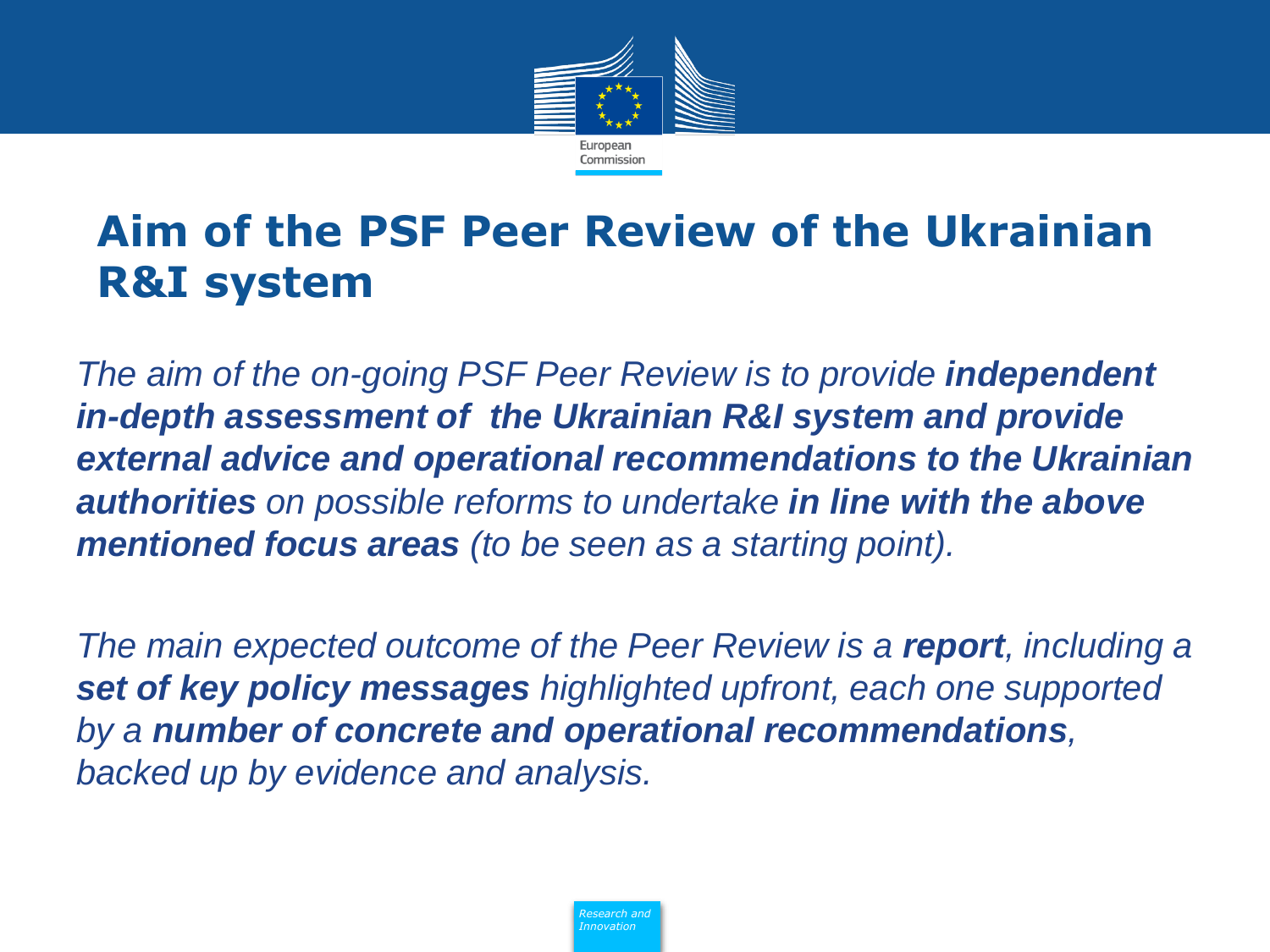# Aim of the PSF Peer Review of the Ukrainian R&I system

*The aim of the on-going PSF Peer Review is to provide **independent in-depth assessment of the Ukrainian R&I system and provide external advice and operational recommendations to the Ukrainian authorities** on possible reforms to undertake **in line with the above mentioned focus areas** (to be seen as a starting point).*

*The main expected outcome of the Peer Review is a **report**, including a **set of key policy messages** highlighted upfront, each one supported by a **number of concrete and operational recommendations**, backed up by evidence and analysis.*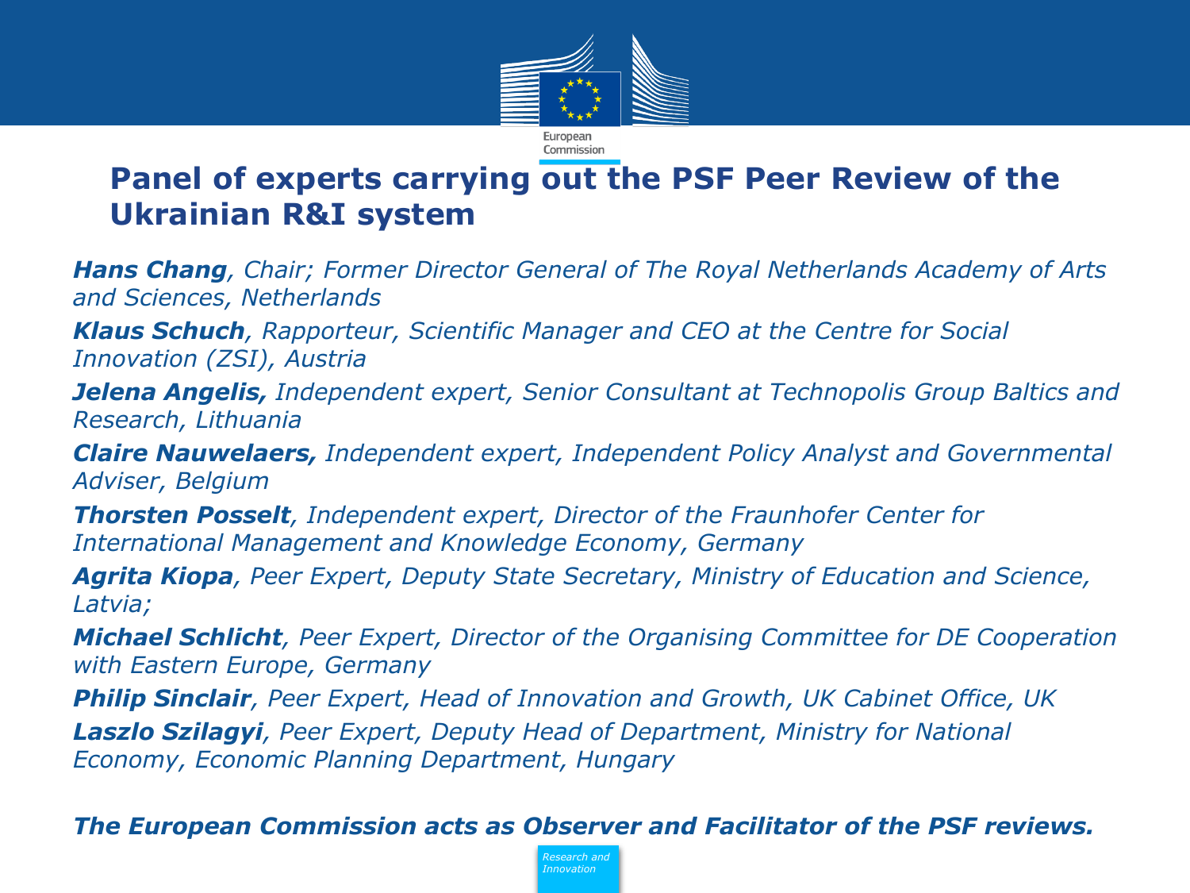## Panel of experts carrying out the PSF Peer Review of the Ukrainian R&I system

***Hans Chang****, Chair; Former Director General of The Royal Netherlands Academy of Arts and Sciences, Netherlands*

***Klaus Schuch****, Rapporteur, Scientific Manager and CEO at the Centre for Social Innovation (ZSI), Austria*

***Jelena Angelis,*** *Independent expert, Senior Consultant at Technopolis Group Baltics and Research, Lithuania*

***Claire Nauwelaers,*** *Independent expert, Independent Policy Analyst and Governmental Adviser, Belgium*

***Thorsten Posselt****, Independent expert, Director of the Fraunhofer Center for International Management and Knowledge Economy, Germany*

***Agrita Kiopa****, Peer Expert, Deputy State Secretary, Ministry of Education and Science, Latvia;*

***Michael Schlicht****, Peer Expert, Director of the Organising Committee for DE Cooperation with Eastern Europe, Germany*

***Philip Sinclair****, Peer Expert, Head of Innovation and Growth, UK Cabinet Office, UK*

***Laszlo Szilagyi****, Peer Expert, Deputy Head of Department, Ministry for National Economy, Economic Planning Department, Hungary*

***The European Commission acts as Observer and Facilitator of the PSF reviews.***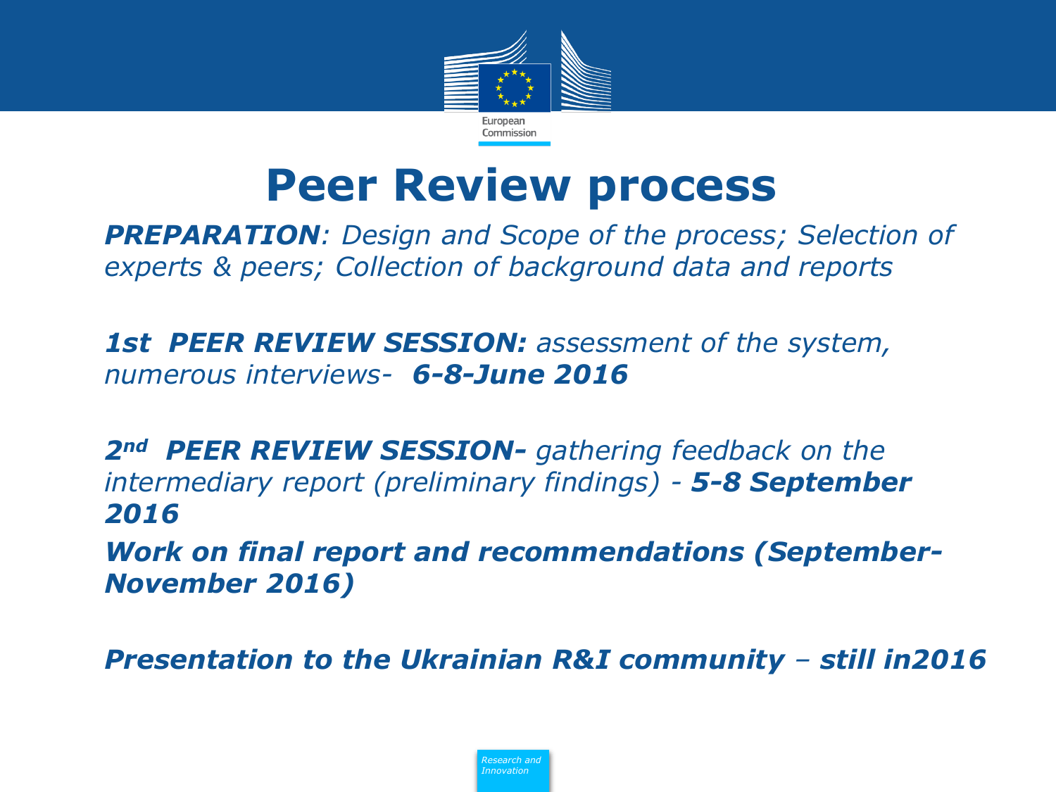# Peer Review process

***PREPARATION**: Design and Scope of the process; Selection of experts & peers; Collection of background data and reports*

***1st PEER REVIEW SESSION:** assessment of the system, numerous interviews- **6-8-June 2016***

***2nd PEER REVIEW SESSION-** gathering feedback on the intermediary report (preliminary findings) - **5-8 September 2016***

***Work on final report and recommendations (September-November 2016)***

***Presentation to the Ukrainian R&I community – still in2016***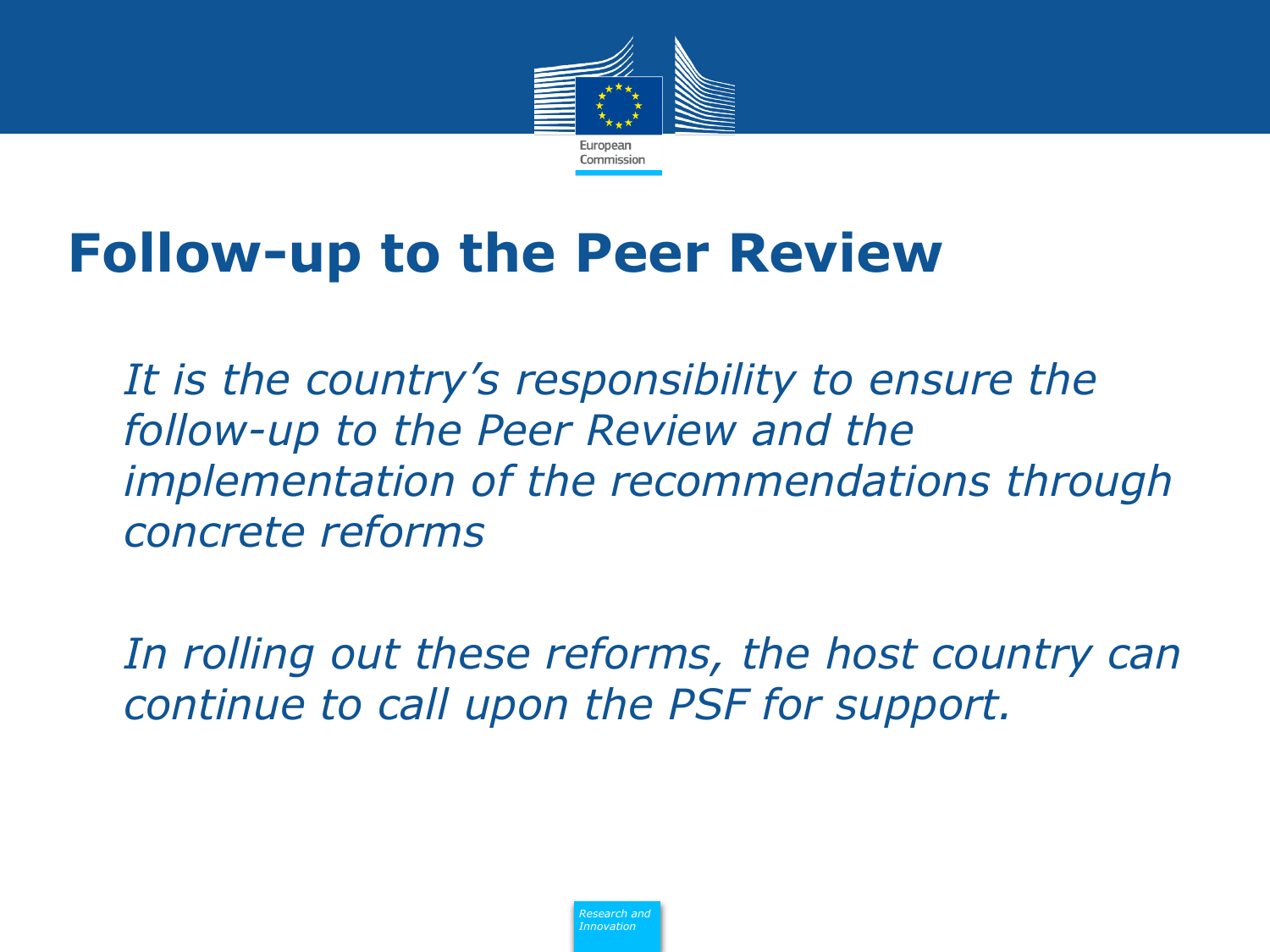# Follow-up to the Peer Review

*It is the country's responsibility to ensure the follow-up to the Peer Review and the implementation of the recommendations through concrete reforms*

*In rolling out these reforms, the host country can continue to call upon the PSF for support.*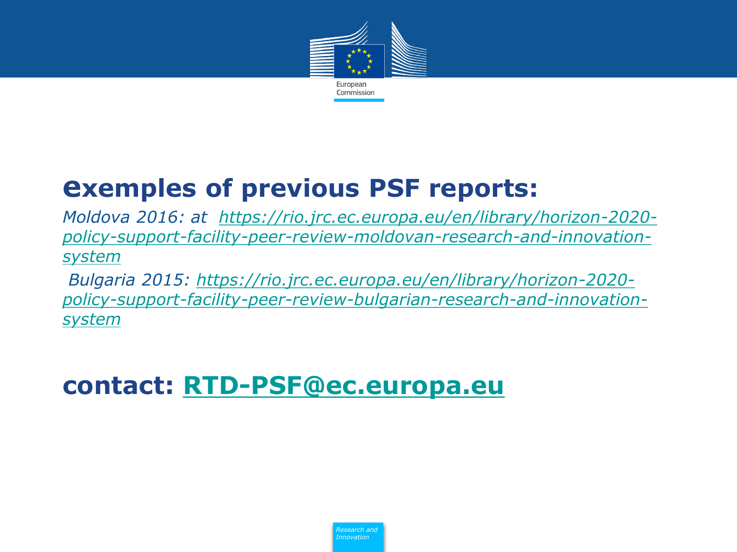## exemples of previous PSF reports:

*Moldova 2016: at [https://rio.jrc.ec.europa.eu/en/library/horizon-2020-policy-support-facility-peer-review-moldovan-research-and-innovation-system](https://rio.jrc.ec.europa.eu/en/library/horizon-2020-policy-support-facility-peer-review-moldovan-research-and-innovation-system)*

*Bulgaria 2015: [https://rio.jrc.ec.europa.eu/en/library/horizon-2020-policy-support-facility-peer-review-bulgarian-research-and-innovation-system](https://rio.jrc.ec.europa.eu/en/library/horizon-2020-policy-support-facility-peer-review-bulgarian-research-and-innovation-system)*

## contact: [RTD-PSF@ec.europa.eu](mailto:RTD-PSF@ec.europa.eu)